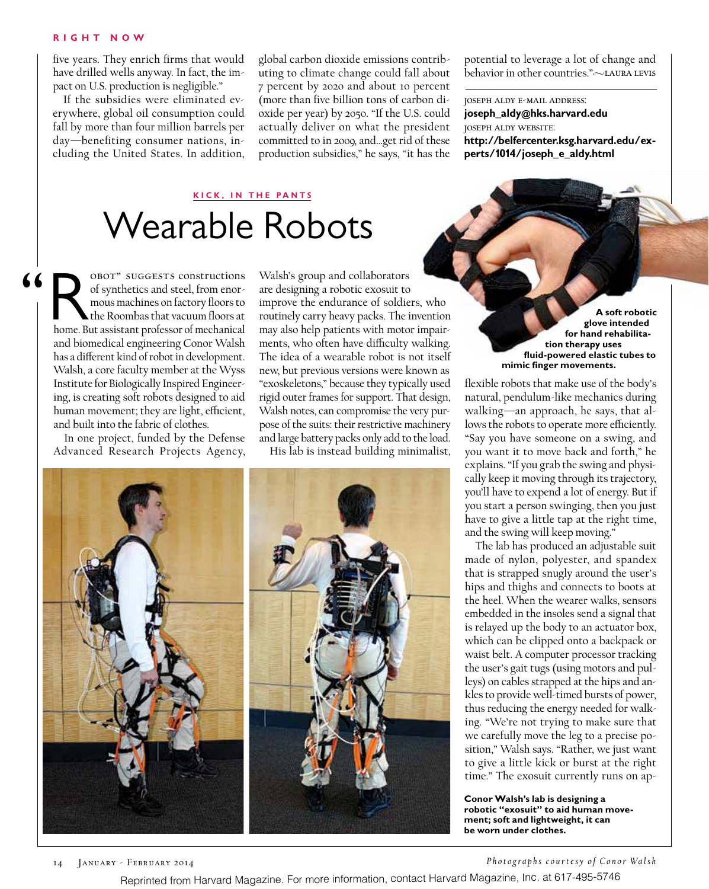five years. They enrich firms that would have drilled wells anyway. In fact, the impact on U.S. production is negligible."

If the subsidies were eliminated everywhere, global oil consumption could fall by more than four million barrels per day—benefiting consumer nations, including the United States. In addition, global carbon dioxide emissions contributing to climate change could fall about 7 percent by 2020 and about 10 percent (more than five billion tons of carbon dioxide per year) by 2050. "If the U.S. could actually deliver on what the president committed to in 2009, and...get rid of these production subsidies," he says, "it has the potential to leverage a lot of change and behavior in other countries."~LAURA LEVIS

JOSEPH ALDY E-MAIL ADDRESS:
**joseph_aldy@hks.harvard.edu**
JOSEPH ALDY WEBSITE:
**http://belfercenter.ksg.harvard.edu/experts/1014/joseph_e_aldy.html**

KICK, IN THE PANTS

# Wearable Robots

"ROBOT" SUGGESTS constructions of synthetics and steel, from enormous machines on factory floors to the Roombas that vacuum floors at home. But assistant professor of mechanical and biomedical engineering Conor Walsh has a different kind of robot in development. Walsh, a core faculty member at the Wyss Institute for Biologically Inspired Engineering, is creating soft robots designed to aid human movement; they are light, efficient, and built into the fabric of clothes.

In one project, funded by the Defense Advanced Research Projects Agency, Walsh's group and collaborators are designing a robotic exosuit to improve the endurance of soldiers, who routinely carry heavy packs. The invention may also help patients with motor impairments, who often have difficulty walking. The idea of a wearable robot is not itself new, but previous versions were known as "exoskeletons," because they typically used rigid outer frames for support. That design, Walsh notes, can compromise the very purpose of the suits: their restrictive machinery and large battery packs only add to the load.

His lab is instead building minimalist, flexible robots that make use of the body's natural, pendulum-like mechanics during walking—an approach, he says, that allows the robots to operate more efficiently. "Say you have someone on a swing, and you want it to move back and forth," he explains. "If you grab the swing and physically keep it moving through its trajectory, you'll have to expend a lot of energy. But if you start a person swinging, then you just have to give a little tap at the right time, and the swing will keep moving."

The lab has produced an adjustable suit made of nylon, polyester, and spandex that is strapped snugly around the user's hips and thighs and connects to boots at the heel. When the wearer walks, sensors embedded in the insoles send a signal that is relayed up the body to an actuator box, which can be clipped onto a backpack or waist belt. A computer processor tracking the user's gait tugs (using motors and pulleys) on cables strapped at the hips and ankles to provide well-timed bursts of power, thus reducing the energy needed for walking. "We're not trying to make sure that we carefully move the leg to a precise position," Walsh says. "Rather, we just want to give a little kick or burst at the right time." The exosuit currently runs on ap-

**A soft robotic glove intended for hand rehabilitation therapy uses fluid-powered elastic tubes to mimic finger movements.**

**Conor Walsh's lab is designing a robotic "exosuit" to aid human movement; soft and lightweight, it can be worn under clothes.**

*Photographs courtesy of Conor Walsh*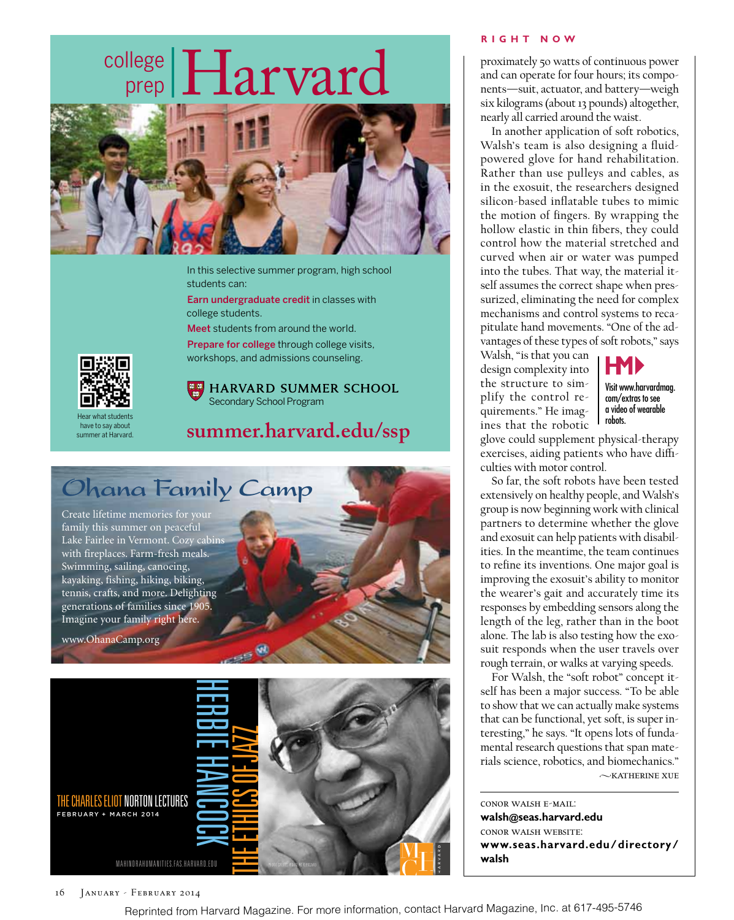proximately 50 watts of continuous power and can operate for four hours; its components—suit, actuator, and battery—weigh six kilograms (about 13 pounds) altogether, nearly all carried around the waist.

In another application of soft robotics, Walsh's team is also designing a fluid-powered glove for hand rehabilitation. Rather than use pulleys and cables, as in the exosuit, the researchers designed silicon-based inflatable tubes to mimic the motion of fingers. By wrapping the hollow elastic in thin fibers, they could control how the material stretched and curved when air or water was pumped into the tubes. That way, the material itself assumes the correct shape when pressurized, eliminating the need for complex mechanisms and control systems to recapitulate hand movements. "One of the advantages of these types of soft robots," says Walsh, "is that you can design complexity into the structure to simplify the control requirements." He imagines that the robotic glove could supplement physical-therapy exercises, aiding patients who have difficulties with motor control.

> HM
> Visit www.harvardmag.com/extras to see a video of wearable robots.

So far, the soft robots have been tested extensively on healthy people, and Walsh's group is now beginning work with clinical partners to determine whether the glove and exosuit can help patients with disabilities. In the meantime, the team continues to refine its inventions. One major goal is improving the exosuit's ability to monitor the wearer's gait and accurately time its responses by embedding sensors along the length of the leg, rather than in the boot alone. The lab is also testing how the exosuit responds when the user travels over rough terrain, or walks at varying speeds.

For Walsh, the "soft robot" concept itself has been a major success. "To be able to show that we can actually make systems that can be functional, yet soft, is super interesting," he says. "It opens lots of fundamental research questions that span materials science, robotics, and biomechanics."

~KATHERINE XUE

---

CONOR WALSH E-MAIL:
**walsh@seas.harvard.edu**

CONOR WALSH WEBSITE:
**www.seas.harvard.edu/directory/walsh**

---

college prep | Harvard

In this selective summer program, high school students can:

**Earn undergraduate credit** in classes with college students.

**Meet** students from around the world.

**Prepare for college** through college visits, workshops, and admissions counseling.

Hear what students have to say about summer at Harvard.

HARVARD SUMMER SCHOOL
Secondary School Program

**summer.harvard.edu/ssp**

---

Ohana Family Camp

Create lifetime memories for your family this summer on peaceful Lake Fairlee in Vermont. Cozy cabins with fireplaces. Farm-fresh meals. Swimming, sailing, canoeing, kayaking, fishing, hiking, biking, tennis, crafts, and more. Delighting generations of families since 1905. Imagine your family right here.

www.OhanaCamp.org

---

THE CHARLES ELIOT NORTON LECTURES
FEBRUARY + MARCH 2014

HERBIE HANCOCK
THE ETHICS OF JAZZ

MAHINDRAHUMANITIES.FAS.HARVARD.EDU

---

Reprinted from Harvard Magazine. For more information, contact Harvard Magazine, Inc. at 617-495-5746